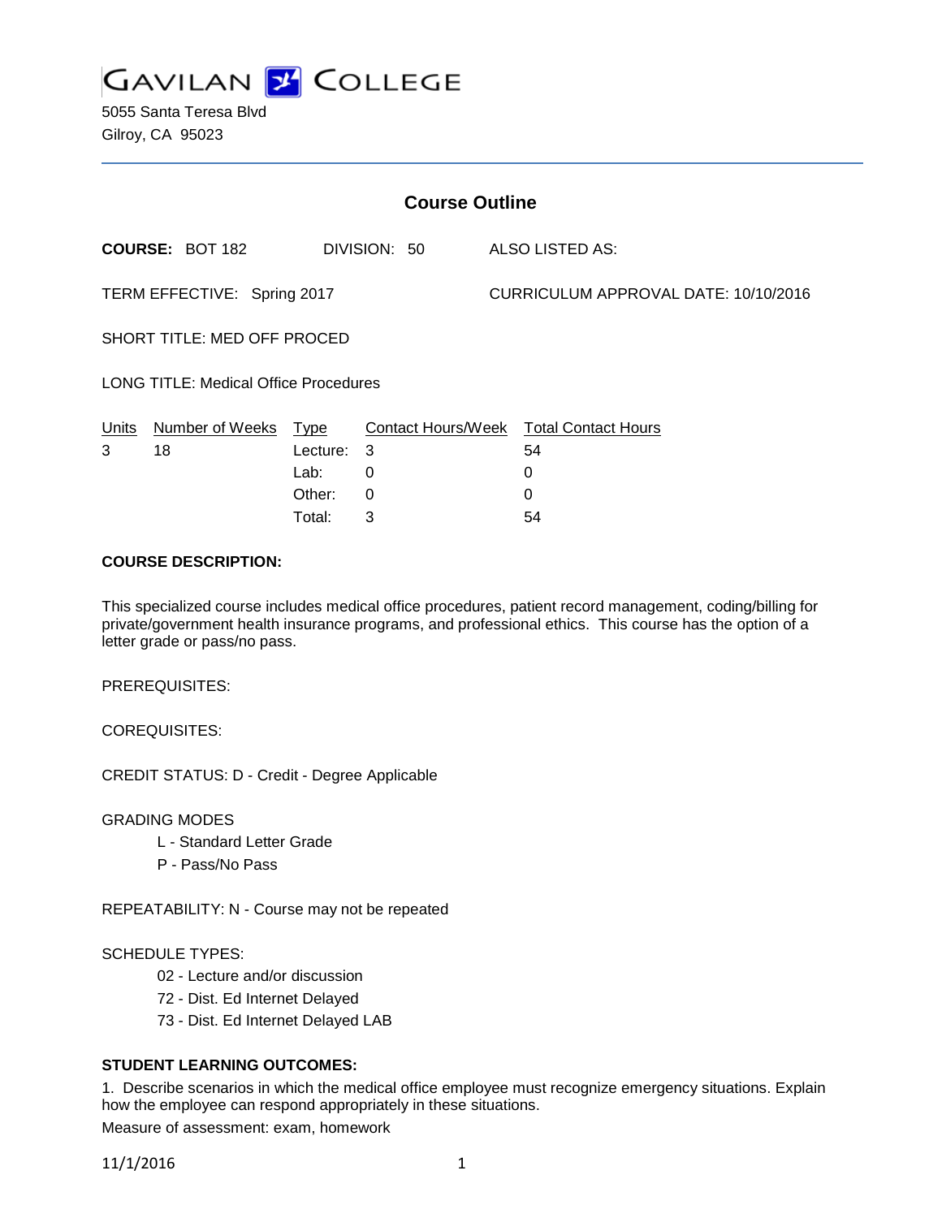# GAVILAN COLLEGE

5055 Santa Teresa Blvd
Gilroy, CA 95023

## Course Outline

**COURSE:** BOT 182 DIVISION: 50 ALSO LISTED AS:

TERM EFFECTIVE: Spring 2017 CURRICULUM APPROVAL DATE: 10/10/2016

SHORT TITLE: MED OFF PROCED

LONG TITLE: Medical Office Procedures

| Units | Number of Weeks | Type | Contact Hours/Week | Total Contact Hours |
|---|---|---|---|---|
| 3 | 18 | Lecture: | 3 | 54 |
| | | Lab: | 0 | 0 |
| | | Other: | 0 | 0 |
| | | Total: | 3 | 54 |

**COURSE DESCRIPTION:**

This specialized course includes medical office procedures, patient record management, coding/billing for private/government health insurance programs, and professional ethics. This course has the option of a letter grade or pass/no pass.

PREREQUISITES:

COREQUISITES:

CREDIT STATUS: D - Credit - Degree Applicable

GRADING MODES

- L - Standard Letter Grade
- P - Pass/No Pass

REPEATABILITY: N - Course may not be repeated

SCHEDULE TYPES:

- 02 - Lecture and/or discussion
- 72 - Dist. Ed Internet Delayed
- 73 - Dist. Ed Internet Delayed LAB

**STUDENT LEARNING OUTCOMES:**

1. Describe scenarios in which the medical office employee must recognize emergency situations. Explain how the employee can respond appropriately in these situations.

Measure of assessment: exam, homework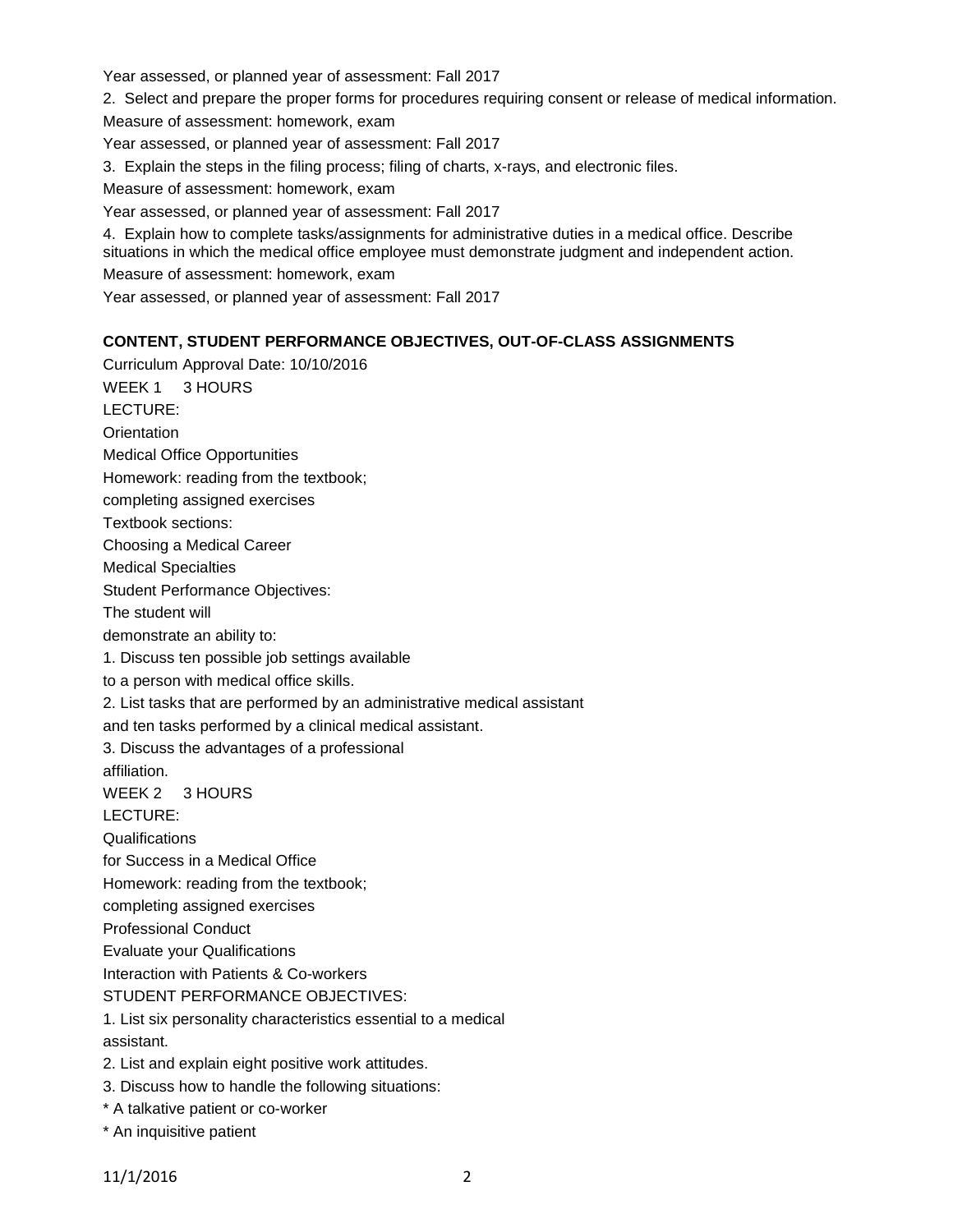Year assessed, or planned year of assessment: Fall 2017

2. Select and prepare the proper forms for procedures requiring consent or release of medical information.

Measure of assessment: homework, exam

Year assessed, or planned year of assessment: Fall 2017

3. Explain the steps in the filing process; filing of charts, x-rays, and electronic files.

Measure of assessment: homework, exam

Year assessed, or planned year of assessment: Fall 2017

4. Explain how to complete tasks/assignments for administrative duties in a medical office. Describe situations in which the medical office employee must demonstrate judgment and independent action.

Measure of assessment: homework, exam

Year assessed, or planned year of assessment: Fall 2017

## CONTENT, STUDENT PERFORMANCE OBJECTIVES, OUT-OF-CLASS ASSIGNMENTS

Curriculum Approval Date: 10/10/2016

WEEK 1 3 HOURS

LECTURE:

Orientation

Medical Office Opportunities

Homework: reading from the textbook;
completing assigned exercises

Textbook sections:

Choosing a Medical Career

Medical Specialties

Student Performance Objectives:

The student will
demonstrate an ability to:

1. Discuss ten possible job settings available
to a person with medical office skills.
2. List tasks that are performed by an administrative medical assistant
and ten tasks performed by a clinical medical assistant.
3. Discuss the advantages of a professional
affiliation.

WEEK 2 3 HOURS

LECTURE:

Qualifications
for Success in a Medical Office

Homework: reading from the textbook;
completing assigned exercises

Professional Conduct

Evaluate your Qualifications

Interaction with Patients & Co-workers

STUDENT PERFORMANCE OBJECTIVES:

1. List six personality characteristics essential to a medical
assistant.
2. List and explain eight positive work attitudes.
3. Discuss how to handle the following situations:

* A talkative patient or co-worker
* An inquisitive patient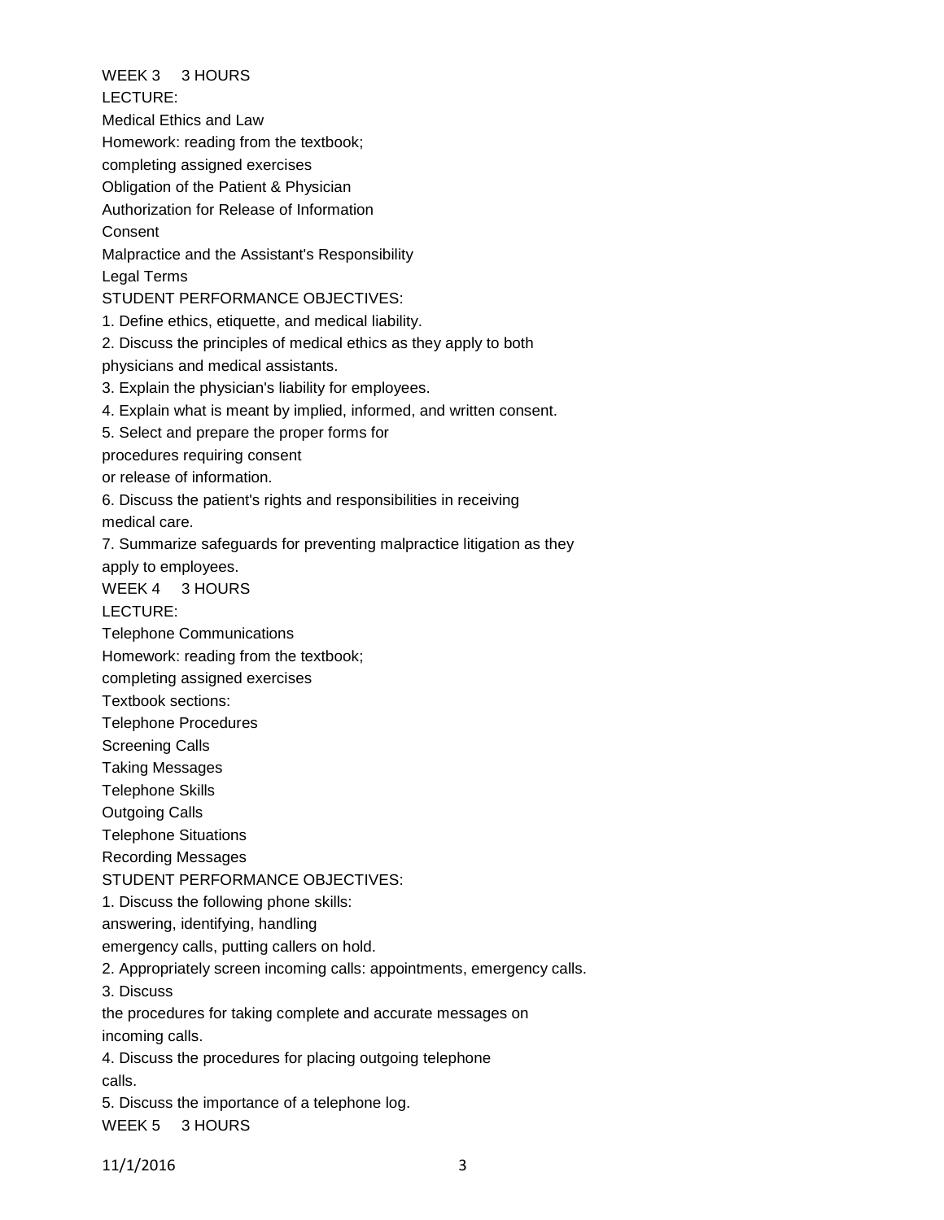WEEK 3 3 HOURS

LECTURE:

Medical Ethics and Law

Homework: reading from the textbook;
completing assigned exercises

Obligation of the Patient & Physician

Authorization for Release of Information

Consent

Malpractice and the Assistant's Responsibility

Legal Terms

STUDENT PERFORMANCE OBJECTIVES:

1. Define ethics, etiquette, and medical liability.
2. Discuss the principles of medical ethics as they apply to both physicians and medical assistants.
3. Explain the physician's liability for employees.
4. Explain what is meant by implied, informed, and written consent.
5. Select and prepare the proper forms for procedures requiring consent or release of information.
6. Discuss the patient's rights and responsibilities in receiving medical care.
7. Summarize safeguards for preventing malpractice litigation as they apply to employees.

WEEK 4 3 HOURS

LECTURE:

Telephone Communications

Homework: reading from the textbook;
completing assigned exercises

Textbook sections:

Telephone Procedures

Screening Calls

Taking Messages

Telephone Skills

Outgoing Calls

Telephone Situations

Recording Messages

STUDENT PERFORMANCE OBJECTIVES:

1. Discuss the following phone skills: answering, identifying, handling emergency calls, putting callers on hold.
2. Appropriately screen incoming calls: appointments, emergency calls.
3. Discuss the procedures for taking complete and accurate messages on incoming calls.
4. Discuss the procedures for placing outgoing telephone calls.
5. Discuss the importance of a telephone log.

WEEK 5 3 HOURS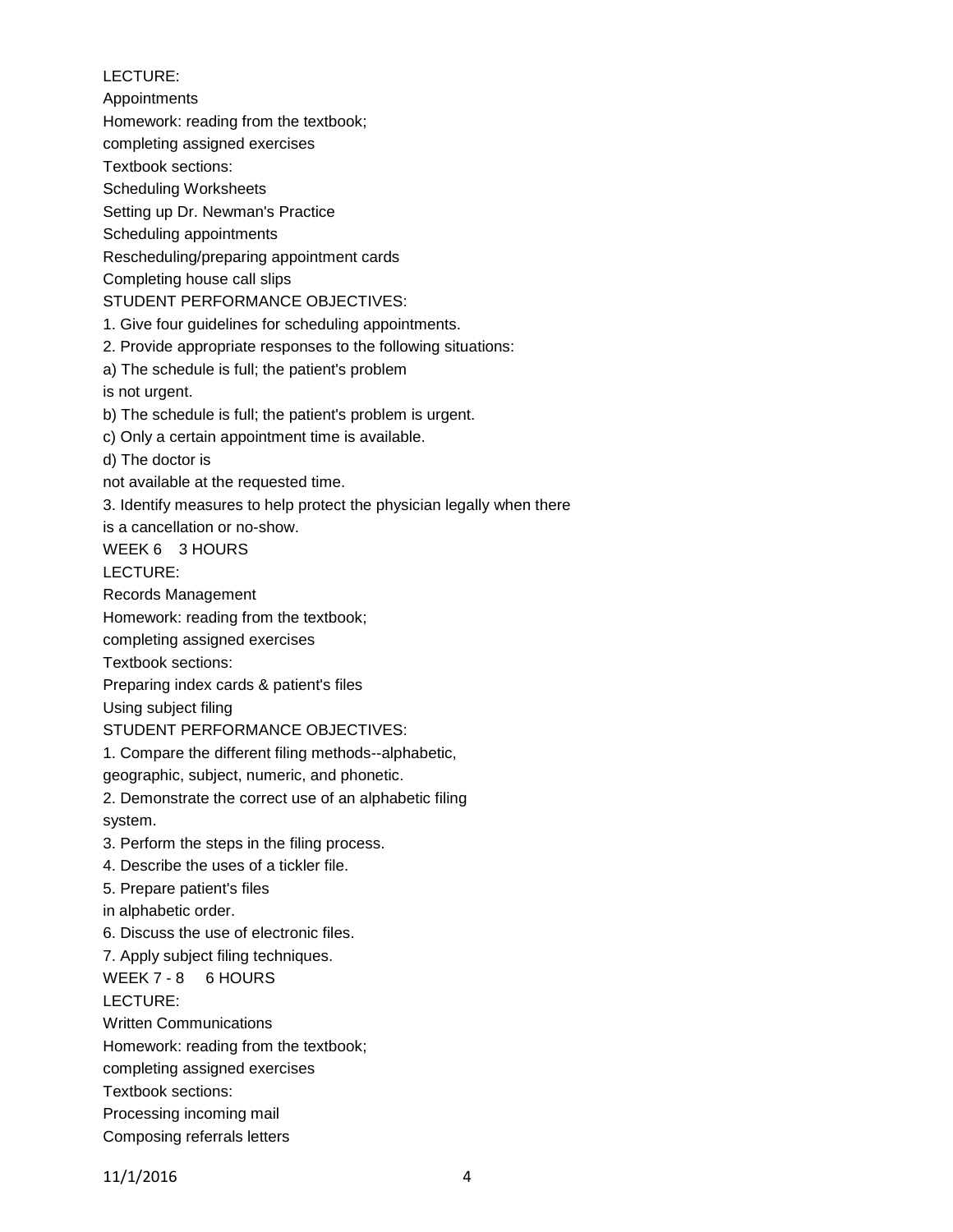LECTURE:

Appointments

Homework: reading from the textbook;
completing assigned exercises

Textbook sections:

Scheduling Worksheets

Setting up Dr. Newman's Practice

Scheduling appointments

Rescheduling/preparing appointment cards

Completing house call slips

STUDENT PERFORMANCE OBJECTIVES:

1. Give four guidelines for scheduling appointments.
2. Provide appropriate responses to the following situations:
   a) The schedule is full; the patient's problem is not urgent.
   b) The schedule is full; the patient's problem is urgent.
   c) Only a certain appointment time is available.
   d) The doctor is not available at the requested time.
3. Identify measures to help protect the physician legally when there is a cancellation or no-show.

WEEK 6 3 HOURS

LECTURE:

Records Management

Homework: reading from the textbook;
completing assigned exercises

Textbook sections:

Preparing index cards & patient's files

Using subject filing

STUDENT PERFORMANCE OBJECTIVES:

1. Compare the different filing methods--alphabetic, geographic, subject, numeric, and phonetic.
2. Demonstrate the correct use of an alphabetic filing system.
3. Perform the steps in the filing process.
4. Describe the uses of a tickler file.
5. Prepare patient's files in alphabetic order.
6. Discuss the use of electronic files.
7. Apply subject filing techniques.

WEEK 7 - 8 6 HOURS

LECTURE:

Written Communications

Homework: reading from the textbook;
completing assigned exercises

Textbook sections:

Processing incoming mail

Composing referrals letters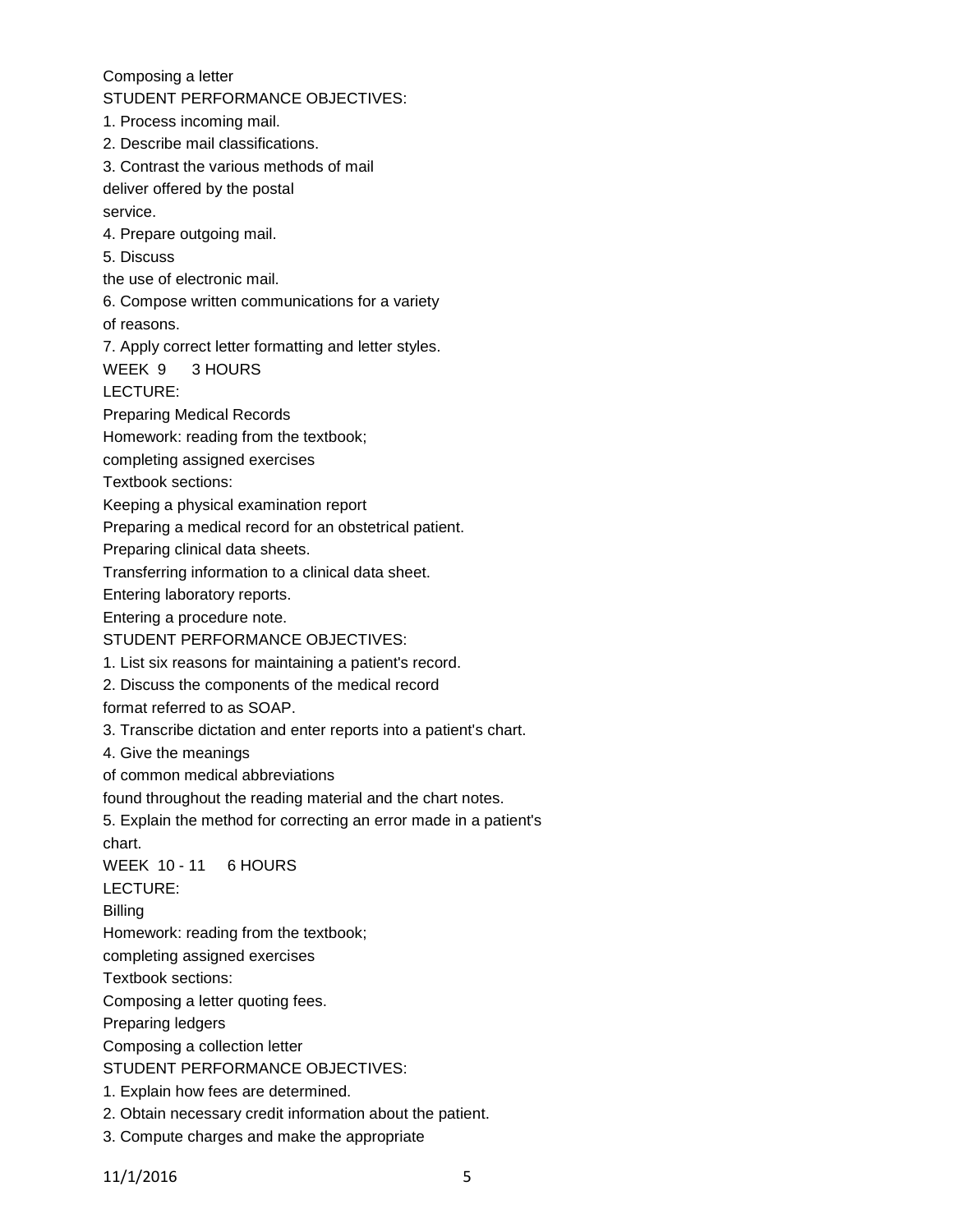Composing a letter

STUDENT PERFORMANCE OBJECTIVES:

1. Process incoming mail.
2. Describe mail classifications.
3. Contrast the various methods of mail deliver offered by the postal service.
4. Prepare outgoing mail.
5. Discuss the use of electronic mail.
6. Compose written communications for a variety of reasons.
7. Apply correct letter formatting and letter styles.

WEEK 9 3 HOURS

LECTURE:

Preparing Medical Records

Homework: reading from the textbook; completing assigned exercises

Textbook sections:

Keeping a physical examination report

Preparing a medical record for an obstetrical patient.

Preparing clinical data sheets.

Transferring information to a clinical data sheet.

Entering laboratory reports.

Entering a procedure note.

STUDENT PERFORMANCE OBJECTIVES:

1. List six reasons for maintaining a patient's record.
2. Discuss the components of the medical record format referred to as SOAP.
3. Transcribe dictation and enter reports into a patient's chart.
4. Give the meanings of common medical abbreviations found throughout the reading material and the chart notes.
5. Explain the method for correcting an error made in a patient's chart.

WEEK 10 - 11 6 HOURS

LECTURE:

Billing

Homework: reading from the textbook; completing assigned exercises

Textbook sections:

Composing a letter quoting fees.

Preparing ledgers

Composing a collection letter

STUDENT PERFORMANCE OBJECTIVES:

1. Explain how fees are determined.
2. Obtain necessary credit information about the patient.
3. Compute charges and make the appropriate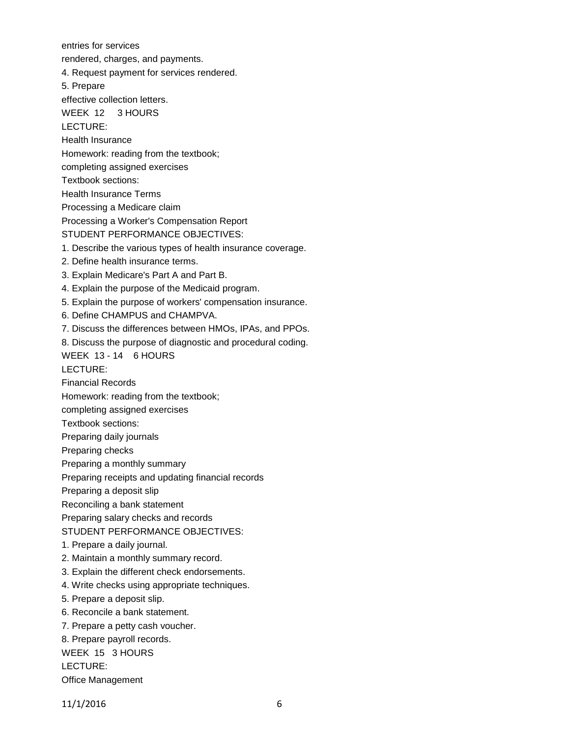entries for services
rendered, charges, and payments.
4. Request payment for services rendered.
5. Prepare
effective collection letters.

WEEK 12 3 HOURS

LECTURE:

Health Insurance

Homework: reading from the textbook;
completing assigned exercises

Textbook sections:

Health Insurance Terms
Processing a Medicare claim
Processing a Worker's Compensation Report

STUDENT PERFORMANCE OBJECTIVES:

1. Describe the various types of health insurance coverage.
2. Define health insurance terms.
3. Explain Medicare's Part A and Part B.
4. Explain the purpose of the Medicaid program.
5. Explain the purpose of workers' compensation insurance.
6. Define CHAMPUS and CHAMPVA.
7. Discuss the differences between HMOs, IPAs, and PPOs.
8. Discuss the purpose of diagnostic and procedural coding.

WEEK 13 - 14 6 HOURS

LECTURE:

Financial Records

Homework: reading from the textbook;
completing assigned exercises

Textbook sections:

Preparing daily journals
Preparing checks
Preparing a monthly summary
Preparing receipts and updating financial records
Preparing a deposit slip
Reconciling a bank statement
Preparing salary checks and records

STUDENT PERFORMANCE OBJECTIVES:

1. Prepare a daily journal.
2. Maintain a monthly summary record.
3. Explain the different check endorsements.
4. Write checks using appropriate techniques.
5. Prepare a deposit slip.
6. Reconcile a bank statement.
7. Prepare a petty cash voucher.
8. Prepare payroll records.

WEEK 15 3 HOURS

LECTURE:

Office Management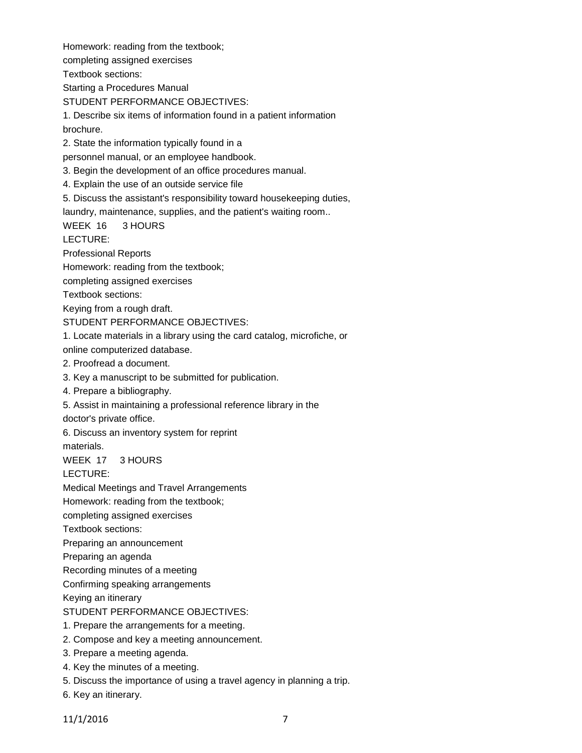Homework: reading from the textbook;
completing assigned exercises

Textbook sections:
Starting a Procedures Manual

STUDENT PERFORMANCE OBJECTIVES:

1. Describe six items of information found in a patient information brochure.
2. State the information typically found in a personnel manual, or an employee handbook.
3. Begin the development of an office procedures manual.
4. Explain the use of an outside service file
5. Discuss the assistant's responsibility toward housekeeping duties, laundry, maintenance, supplies, and the patient's waiting room..

WEEK 16 3 HOURS

LECTURE:
Professional Reports

Homework: reading from the textbook;
completing assigned exercises

Textbook sections:
Keying from a rough draft.

STUDENT PERFORMANCE OBJECTIVES:

1. Locate materials in a library using the card catalog, microfiche, or online computerized database.
2. Proofread a document.
3. Key a manuscript to be submitted for publication.
4. Prepare a bibliography.
5. Assist in maintaining a professional reference library in the doctor's private office.
6. Discuss an inventory system for reprint materials.

WEEK 17 3 HOURS

LECTURE:
Medical Meetings and Travel Arrangements

Homework: reading from the textbook;
completing assigned exercises

Textbook sections:
Preparing an announcement
Preparing an agenda
Recording minutes of a meeting
Confirming speaking arrangements
Keying an itinerary

STUDENT PERFORMANCE OBJECTIVES:

1. Prepare the arrangements for a meeting.
2. Compose and key a meeting announcement.
3. Prepare a meeting agenda.
4. Key the minutes of a meeting.
5. Discuss the importance of using a travel agency in planning a trip.
6. Key an itinerary.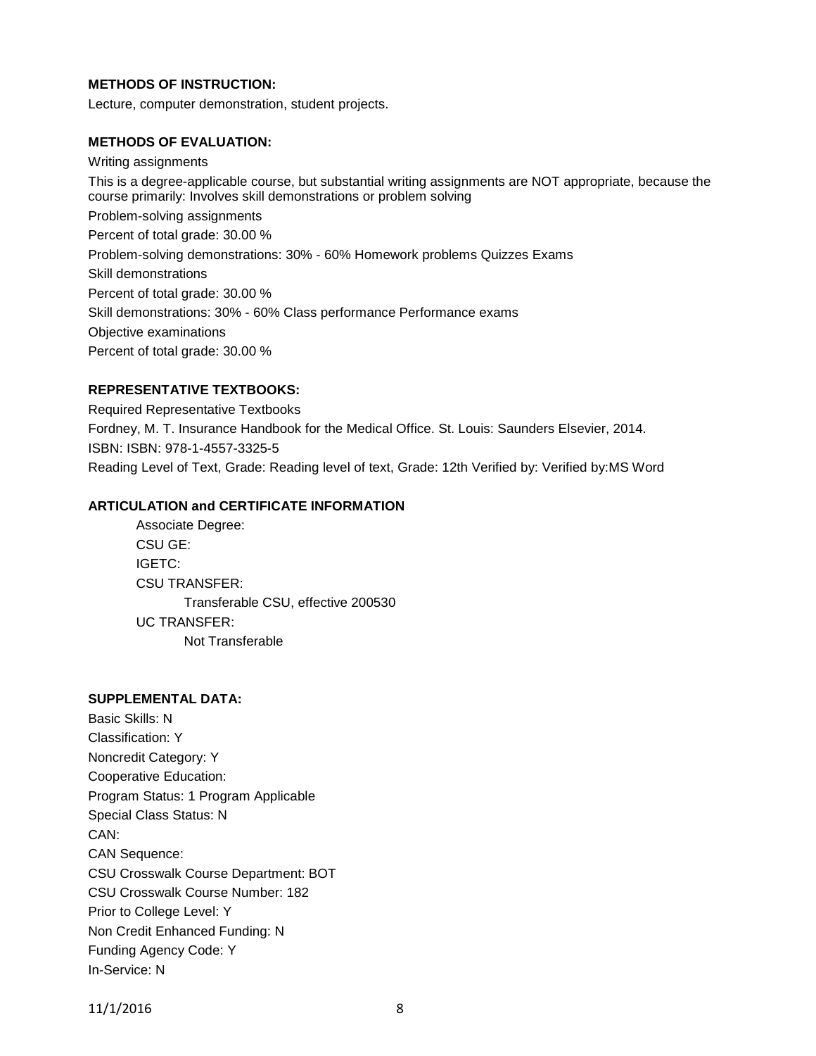**METHODS OF INSTRUCTION:**

Lecture, computer demonstration, student projects.

**METHODS OF EVALUATION:**

Writing assignments

This is a degree-applicable course, but substantial writing assignments are NOT appropriate, because the course primarily: Involves skill demonstrations or problem solving

Problem-solving assignments

Percent of total grade: 30.00 %

Problem-solving demonstrations: 30% - 60% Homework problems Quizzes Exams

Skill demonstrations

Percent of total grade: 30.00 %

Skill demonstrations: 30% - 60% Class performance Performance exams

Objective examinations

Percent of total grade: 30.00 %

**REPRESENTATIVE TEXTBOOKS:**

Required Representative Textbooks

Fordney, M. T. Insurance Handbook for the Medical Office. St. Louis: Saunders Elsevier, 2014.

ISBN: ISBN: 978-1-4557-3325-5

Reading Level of Text, Grade: Reading level of text, Grade: 12th Verified by: Verified by:MS Word

**ARTICULATION and CERTIFICATE INFORMATION**

Associate Degree:
CSU GE:
IGETC:
CSU TRANSFER:
Transferable CSU, effective 200530
UC TRANSFER:
Not Transferable

**SUPPLEMENTAL DATA:**

Basic Skills: N
Classification: Y
Noncredit Category: Y
Cooperative Education:
Program Status: 1 Program Applicable
Special Class Status: N
CAN:
CAN Sequence:
CSU Crosswalk Course Department: BOT
CSU Crosswalk Course Number: 182
Prior to College Level: Y
Non Credit Enhanced Funding: N
Funding Agency Code: Y
In-Service: N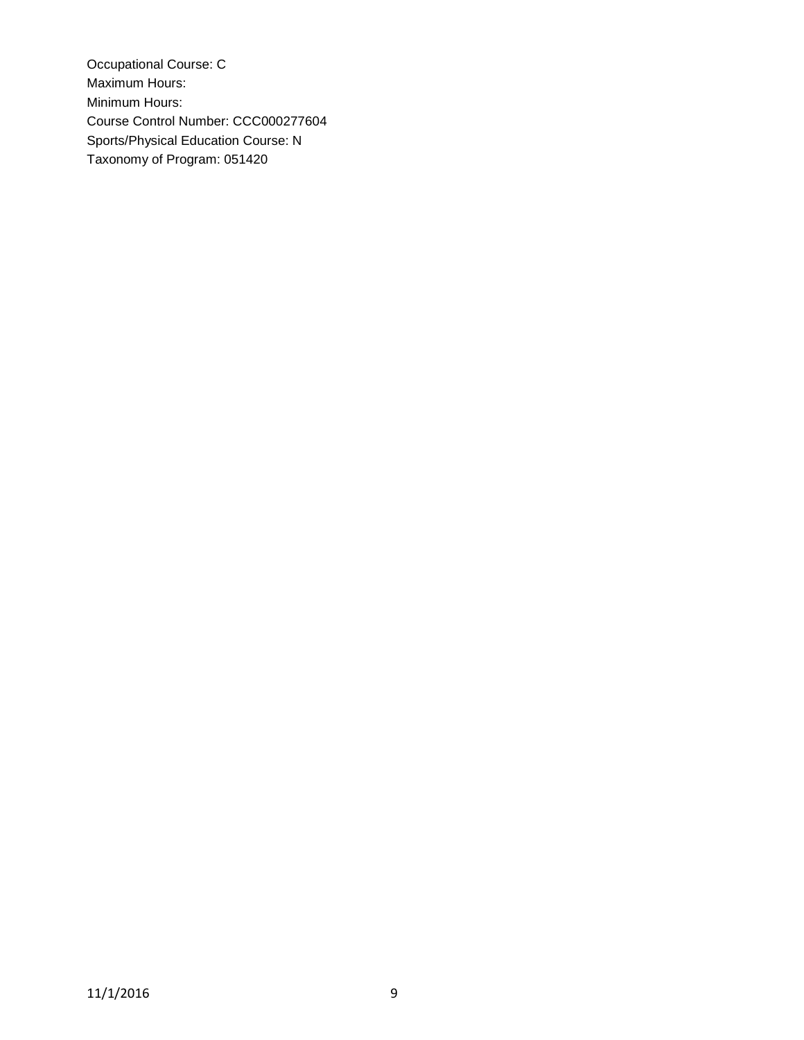Occupational Course: C
Maximum Hours:
Minimum Hours:
Course Control Number: CCC000277604
Sports/Physical Education Course: N
Taxonomy of Program: 051420